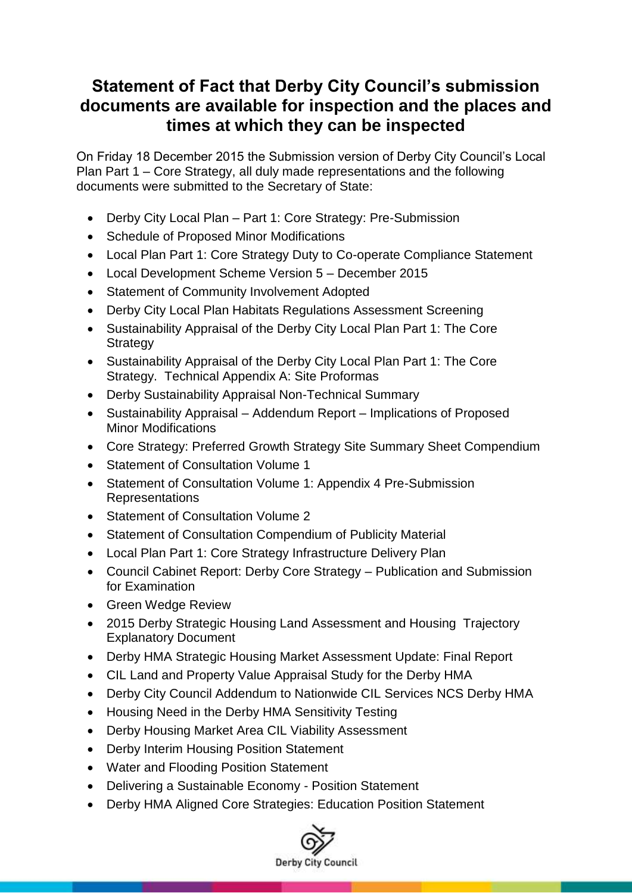# Statement of Fact that Derby City Council's submission documents are available for inspection and the places and times at which they can be inspected

On Friday 18 December 2015 the Submission version of Derby City Council's Local Plan Part 1 – Core Strategy, all duly made representations and the following documents were submitted to the Secretary of State:

- Derby City Local Plan – Part 1: Core Strategy: Pre-Submission
- Schedule of Proposed Minor Modifications
- Local Plan Part 1: Core Strategy Duty to Co-operate Compliance Statement
- Local Development Scheme Version 5 – December 2015
- Statement of Community Involvement Adopted
- Derby City Local Plan Habitats Regulations Assessment Screening
- Sustainability Appraisal of the Derby City Local Plan Part 1: The Core Strategy
- Sustainability Appraisal of the Derby City Local Plan Part 1: The Core Strategy. Technical Appendix A: Site Proformas
- Derby Sustainability Appraisal Non-Technical Summary
- Sustainability Appraisal – Addendum Report – Implications of Proposed Minor Modifications
- Core Strategy: Preferred Growth Strategy Site Summary Sheet Compendium
- Statement of Consultation Volume 1
- Statement of Consultation Volume 1: Appendix 4 Pre-Submission Representations
- Statement of Consultation Volume 2
- Statement of Consultation Compendium of Publicity Material
- Local Plan Part 1: Core Strategy Infrastructure Delivery Plan
- Council Cabinet Report: Derby Core Strategy – Publication and Submission for Examination
- Green Wedge Review
- 2015 Derby Strategic Housing Land Assessment and Housing Trajectory Explanatory Document
- Derby HMA Strategic Housing Market Assessment Update: Final Report
- CIL Land and Property Value Appraisal Study for the Derby HMA
- Derby City Council Addendum to Nationwide CIL Services NCS Derby HMA
- Housing Need in the Derby HMA Sensitivity Testing
- Derby Housing Market Area CIL Viability Assessment
- Derby Interim Housing Position Statement
- Water and Flooding Position Statement
- Delivering a Sustainable Economy - Position Statement
- Derby HMA Aligned Core Strategies: Education Position Statement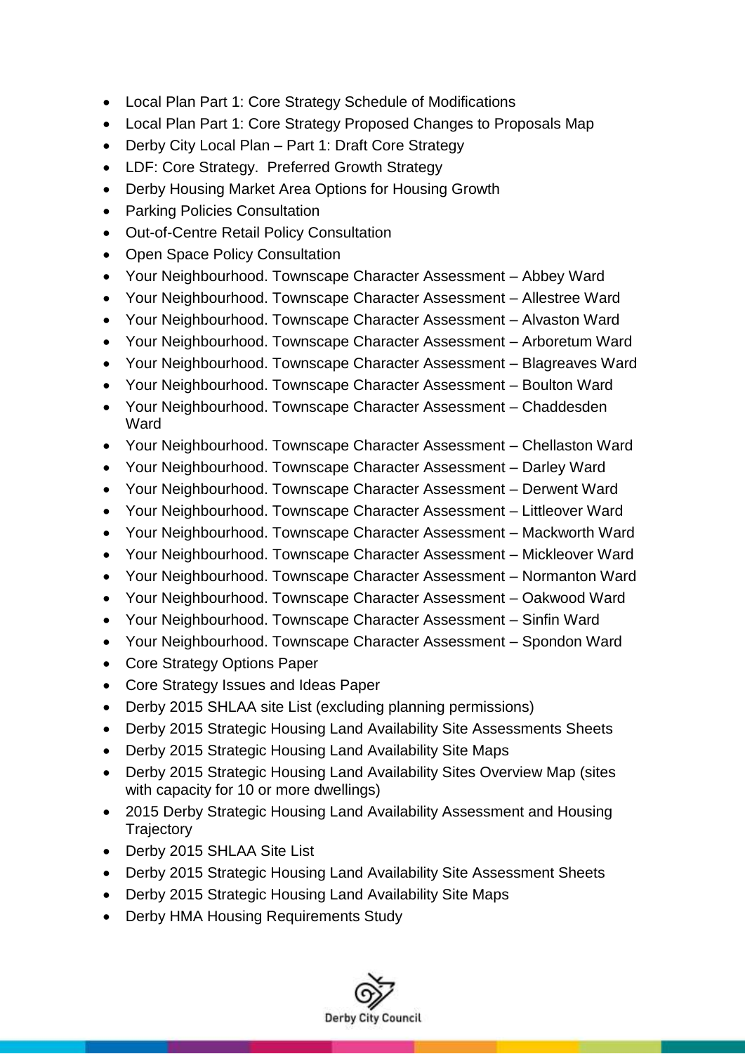- Local Plan Part 1: Core Strategy Schedule of Modifications
- Local Plan Part 1: Core Strategy Proposed Changes to Proposals Map
- Derby City Local Plan – Part 1: Draft Core Strategy
- LDF: Core Strategy. Preferred Growth Strategy
- Derby Housing Market Area Options for Housing Growth
- Parking Policies Consultation
- Out-of-Centre Retail Policy Consultation
- Open Space Policy Consultation
- Your Neighbourhood. Townscape Character Assessment – Abbey Ward
- Your Neighbourhood. Townscape Character Assessment – Allestree Ward
- Your Neighbourhood. Townscape Character Assessment – Alvaston Ward
- Your Neighbourhood. Townscape Character Assessment – Arboretum Ward
- Your Neighbourhood. Townscape Character Assessment – Blagreaves Ward
- Your Neighbourhood. Townscape Character Assessment – Boulton Ward
- Your Neighbourhood. Townscape Character Assessment – Chaddesden Ward
- Your Neighbourhood. Townscape Character Assessment – Chellaston Ward
- Your Neighbourhood. Townscape Character Assessment – Darley Ward
- Your Neighbourhood. Townscape Character Assessment – Derwent Ward
- Your Neighbourhood. Townscape Character Assessment – Littleover Ward
- Your Neighbourhood. Townscape Character Assessment – Mackworth Ward
- Your Neighbourhood. Townscape Character Assessment – Mickleover Ward
- Your Neighbourhood. Townscape Character Assessment – Normanton Ward
- Your Neighbourhood. Townscape Character Assessment – Oakwood Ward
- Your Neighbourhood. Townscape Character Assessment – Sinfin Ward
- Your Neighbourhood. Townscape Character Assessment – Spondon Ward
- Core Strategy Options Paper
- Core Strategy Issues and Ideas Paper
- Derby 2015 SHLAA site List (excluding planning permissions)
- Derby 2015 Strategic Housing Land Availability Site Assessments Sheets
- Derby 2015 Strategic Housing Land Availability Site Maps
- Derby 2015 Strategic Housing Land Availability Sites Overview Map (sites with capacity for 10 or more dwellings)
- 2015 Derby Strategic Housing Land Availability Assessment and Housing Trajectory
- Derby 2015 SHLAA Site List
- Derby 2015 Strategic Housing Land Availability Site Assessment Sheets
- Derby 2015 Strategic Housing Land Availability Site Maps
- Derby HMA Housing Requirements Study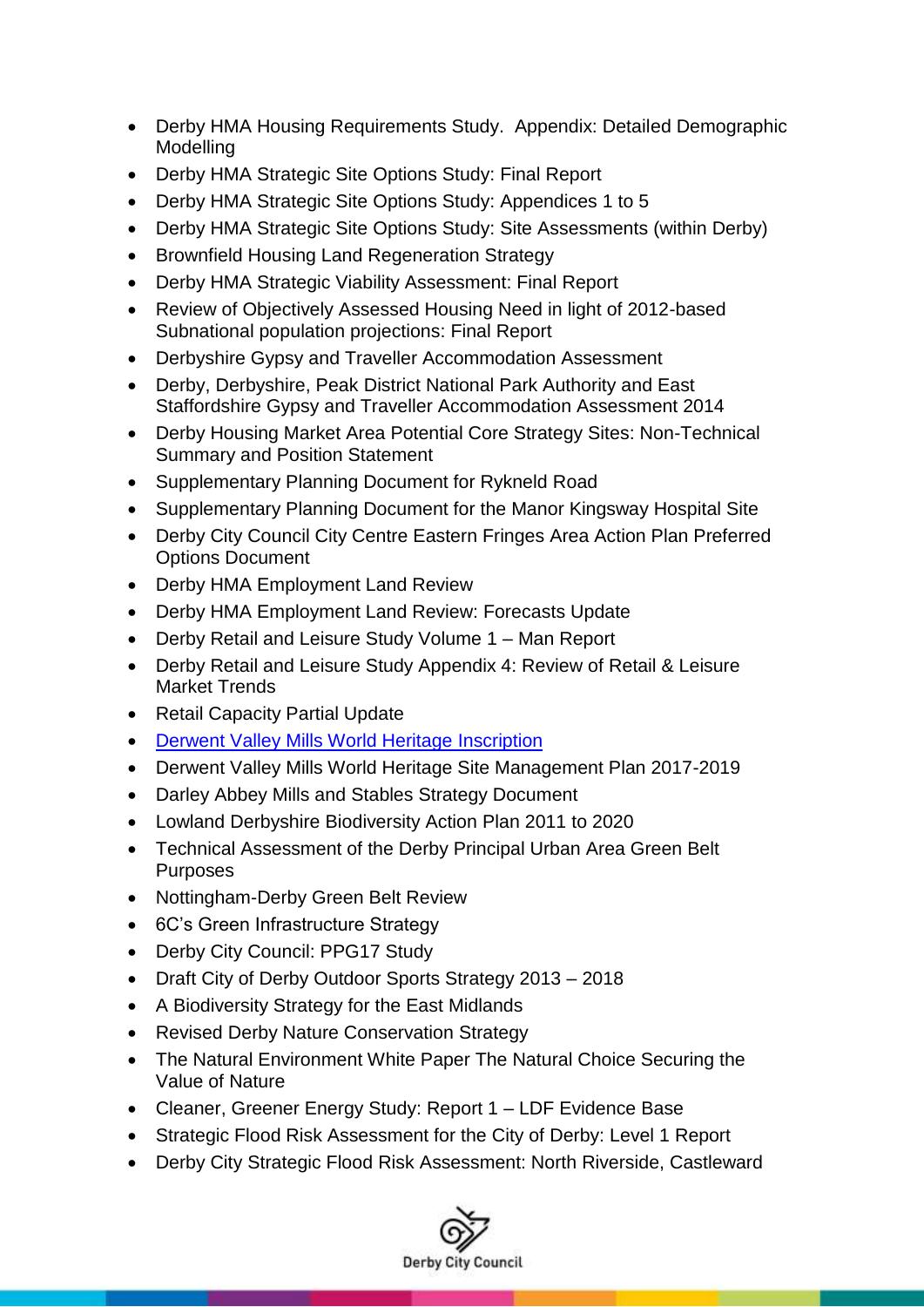- Derby HMA Housing Requirements Study. Appendix: Detailed Demographic Modelling
- Derby HMA Strategic Site Options Study: Final Report
- Derby HMA Strategic Site Options Study: Appendices 1 to 5
- Derby HMA Strategic Site Options Study: Site Assessments (within Derby)
- Brownfield Housing Land Regeneration Strategy
- Derby HMA Strategic Viability Assessment: Final Report
- Review of Objectively Assessed Housing Need in light of 2012-based Subnational population projections: Final Report
- Derbyshire Gypsy and Traveller Accommodation Assessment
- Derby, Derbyshire, Peak District National Park Authority and East Staffordshire Gypsy and Traveller Accommodation Assessment 2014
- Derby Housing Market Area Potential Core Strategy Sites: Non-Technical Summary and Position Statement
- Supplementary Planning Document for Rykneld Road
- Supplementary Planning Document for the Manor Kingsway Hospital Site
- Derby City Council City Centre Eastern Fringes Area Action Plan Preferred Options Document
- Derby HMA Employment Land Review
- Derby HMA Employment Land Review: Forecasts Update
- Derby Retail and Leisure Study Volume 1 – Man Report
- Derby Retail and Leisure Study Appendix 4: Review of Retail & Leisure Market Trends
- Retail Capacity Partial Update
- Derwent Valley Mills World Heritage Inscription
- Derwent Valley Mills World Heritage Site Management Plan 2017-2019
- Darley Abbey Mills and Stables Strategy Document
- Lowland Derbyshire Biodiversity Action Plan 2011 to 2020
- Technical Assessment of the Derby Principal Urban Area Green Belt Purposes
- Nottingham-Derby Green Belt Review
- 6C's Green Infrastructure Strategy
- Derby City Council: PPG17 Study
- Draft City of Derby Outdoor Sports Strategy 2013 – 2018
- A Biodiversity Strategy for the East Midlands
- Revised Derby Nature Conservation Strategy
- The Natural Environment White Paper The Natural Choice Securing the Value of Nature
- Cleaner, Greener Energy Study: Report 1 – LDF Evidence Base
- Strategic Flood Risk Assessment for the City of Derby: Level 1 Report
- Derby City Strategic Flood Risk Assessment: North Riverside, Castleward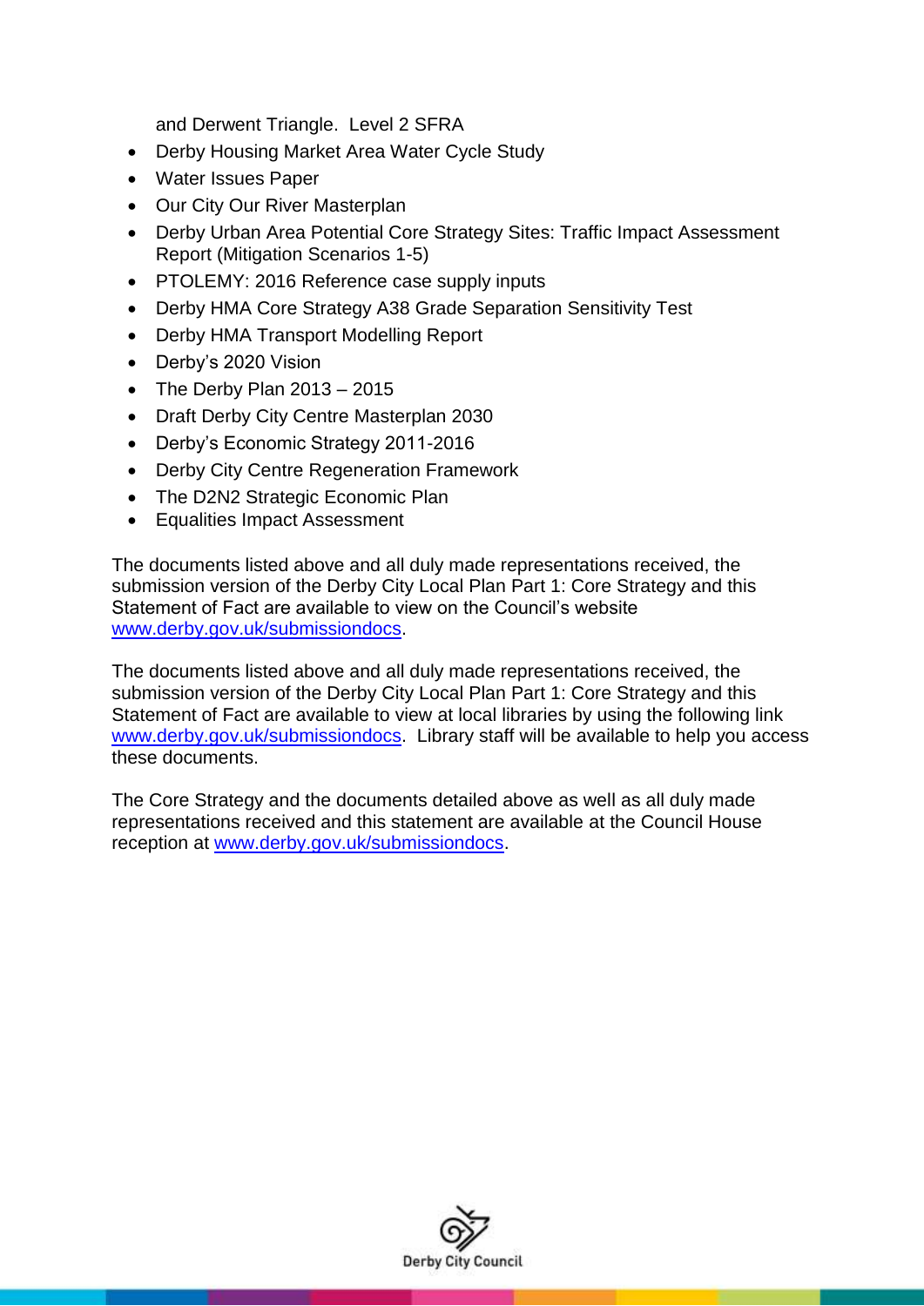and Derwent Triangle. Level 2 SFRA
- Derby Housing Market Area Water Cycle Study
- Water Issues Paper
- Our City Our River Masterplan
- Derby Urban Area Potential Core Strategy Sites: Traffic Impact Assessment Report (Mitigation Scenarios 1-5)
- PTOLEMY: 2016 Reference case supply inputs
- Derby HMA Core Strategy A38 Grade Separation Sensitivity Test
- Derby HMA Transport Modelling Report
- Derby's 2020 Vision
- The Derby Plan 2013 – 2015
- Draft Derby City Centre Masterplan 2030
- Derby's Economic Strategy 2011-2016
- Derby City Centre Regeneration Framework
- The D2N2 Strategic Economic Plan
- Equalities Impact Assessment

The documents listed above and all duly made representations received, the submission version of the Derby City Local Plan Part 1: Core Strategy and this Statement of Fact are available to view on the Council's website www.derby.gov.uk/submissiondocs.

The documents listed above and all duly made representations received, the submission version of the Derby City Local Plan Part 1: Core Strategy and this Statement of Fact are available to view at local libraries by using the following link www.derby.gov.uk/submissiondocs. Library staff will be available to help you access these documents.

The Core Strategy and the documents detailed above as well as all duly made representations received and this statement are available at the Council House reception at www.derby.gov.uk/submissiondocs.